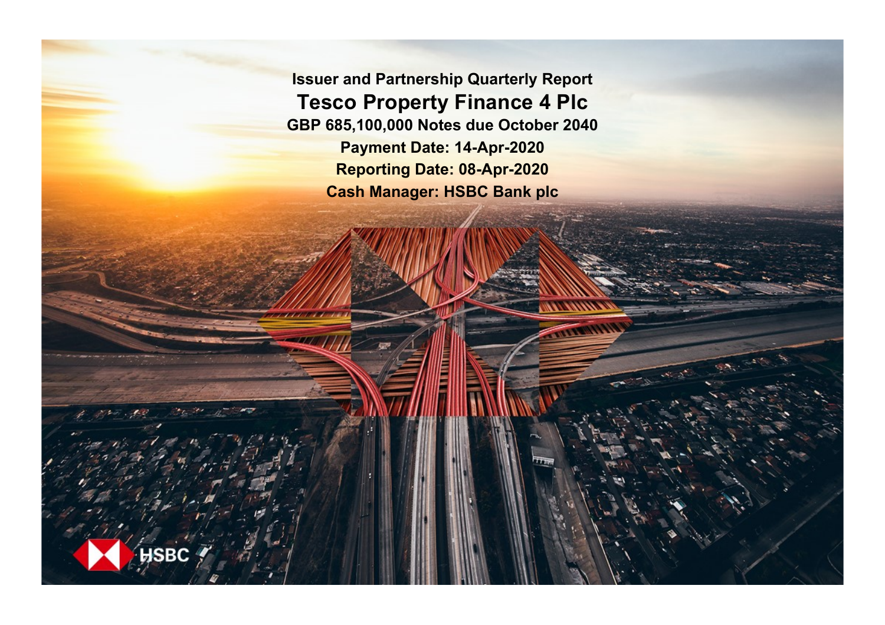# Issuer and Partnership Quarterly Report

## Tesco Property Finance 4 Plc

**GBP 685,100,000 Notes due October 2040**

**Payment Date: 14-Apr-2020**

**Reporting Date: 08-Apr-2020**

**Cash Manager: HSBC Bank plc**

HSBC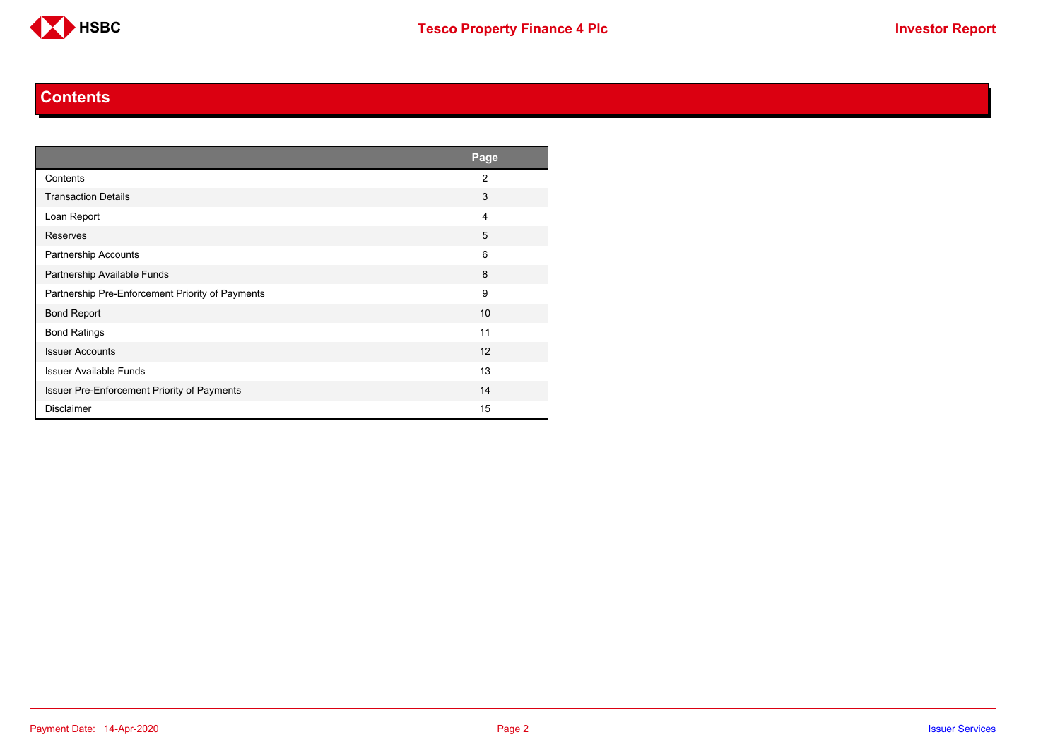# Contents

| | Page |
|---|---|
| Contents | 2 |
| Transaction Details | 3 |
| Loan Report | 4 |
| Reserves | 5 |
| Partnership Accounts | 6 |
| Partnership Available Funds | 8 |
| Partnership Pre-Enforcement Priority of Payments | 9 |
| Bond Report | 10 |
| Bond Ratings | 11 |
| Issuer Accounts | 12 |
| Issuer Available Funds | 13 |
| Issuer Pre-Enforcement Priority of Payments | 14 |
| Disclaimer | 15 |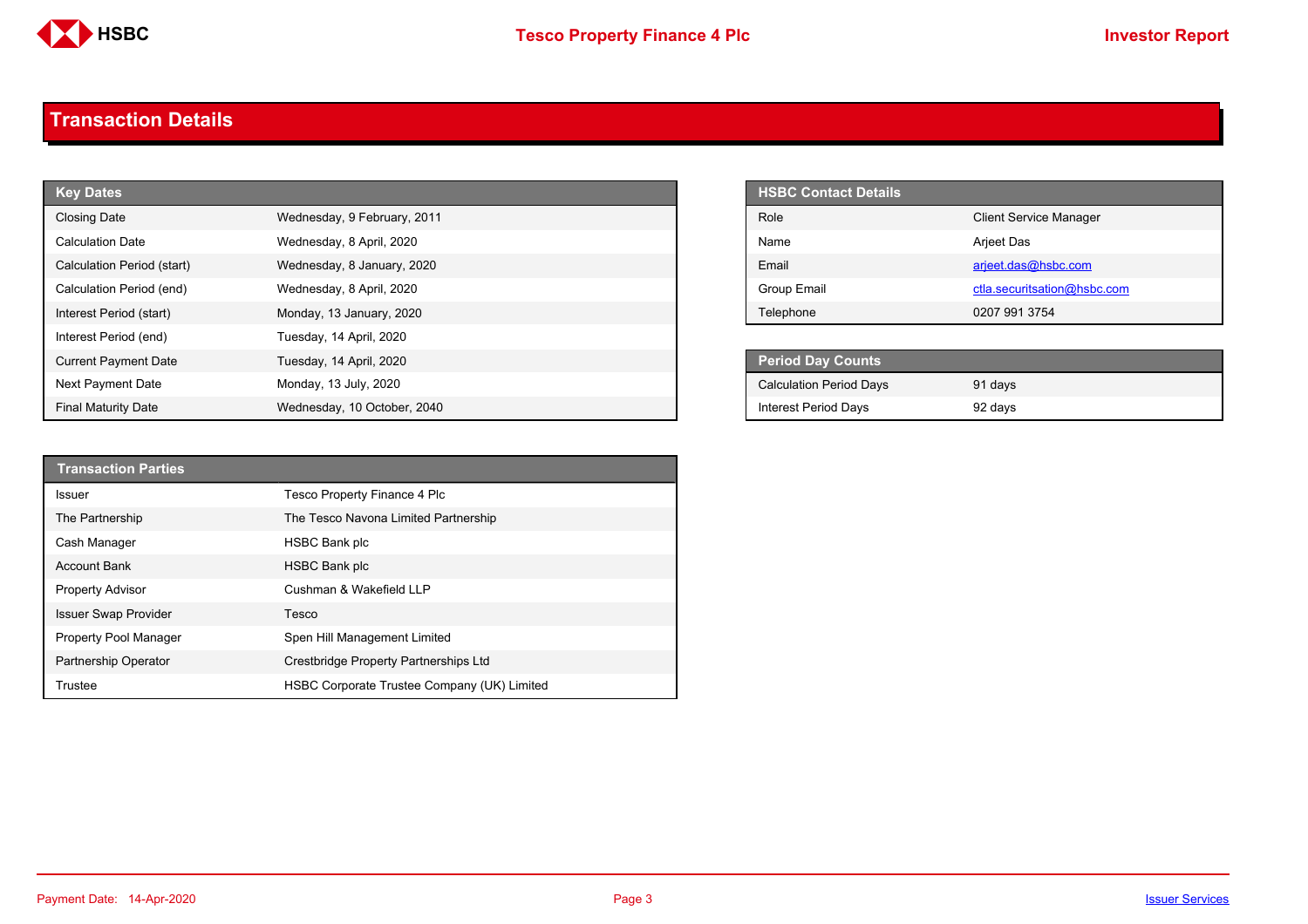## Transaction Details

| Key Dates | |
|---|---|
| Closing Date | Wednesday, 9 February, 2011 |
| Calculation Date | Wednesday, 8 April, 2020 |
| Calculation Period (start) | Wednesday, 8 January, 2020 |
| Calculation Period (end) | Wednesday, 8 April, 2020 |
| Interest Period (start) | Monday, 13 January, 2020 |
| Interest Period (end) | Tuesday, 14 April, 2020 |
| Current Payment Date | Tuesday, 14 April, 2020 |
| Next Payment Date | Monday, 13 July, 2020 |
| Final Maturity Date | Wednesday, 10 October, 2040 |

| HSBC Contact Details | |
|---|---|
| Role | Client Service Manager |
| Name | Arjeet Das |
| Email | arjeet.das@hsbc.com |
| Group Email | ctla.securitsation@hsbc.com |
| Telephone | 0207 991 3754 |

| Period Day Counts | |
|---|---|
| Calculation Period Days | 91 days |
| Interest Period Days | 92 days |

| Transaction Parties | |
|---|---|
| Issuer | Tesco Property Finance 4 Plc |
| The Partnership | The Tesco Navona Limited Partnership |
| Cash Manager | HSBC Bank plc |
| Account Bank | HSBC Bank plc |
| Property Advisor | Cushman & Wakefield LLP |
| Issuer Swap Provider | Tesco |
| Property Pool Manager | Spen Hill Management Limited |
| Partnership Operator | Crestbridge Property Partnerships Ltd |
| Trustee | HSBC Corporate Trustee Company (UK) Limited |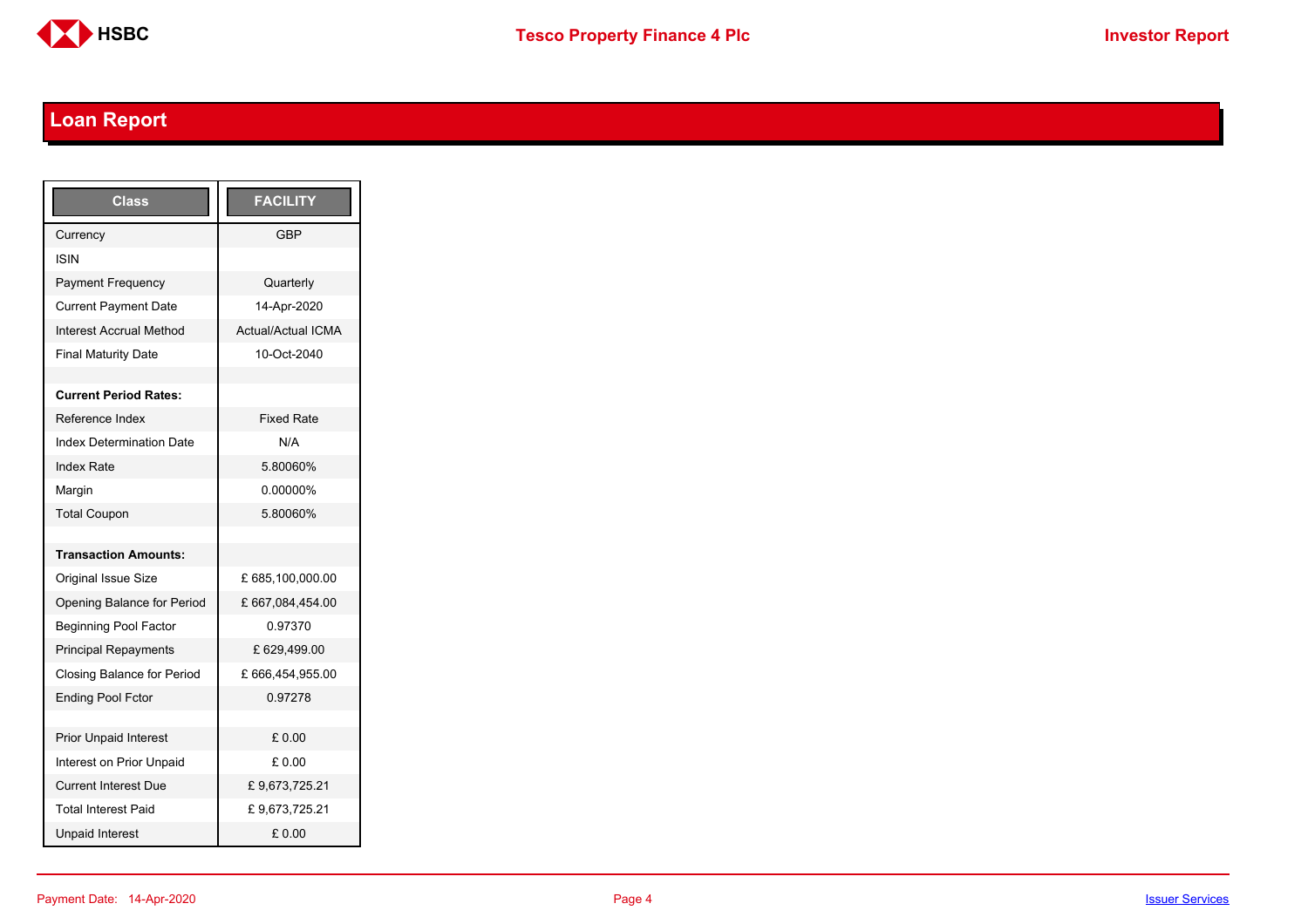## Loan Report

| Class | FACILITY |
|---|---|
| Currency | GBP |
| ISIN | |
| Payment Frequency | Quarterly |
| Current Payment Date | 14-Apr-2020 |
| Interest Accrual Method | Actual/Actual ICMA |
| Final Maturity Date | 10-Oct-2040 |
| | |
| **Current Period Rates:** | |
| Reference Index | Fixed Rate |
| Index Determination Date | N/A |
| Index Rate | 5.80060% |
| Margin | 0.00000% |
| Total Coupon | 5.80060% |
| | |
| **Transaction Amounts:** | |
| Original Issue Size | £ 685,100,000.00 |
| Opening Balance for Period | £ 667,084,454.00 |
| Beginning Pool Factor | 0.97370 |
| Principal Repayments | £ 629,499.00 |
| Closing Balance for Period | £ 666,454,955.00 |
| Ending Pool Fctor | 0.97278 |
| | |
| Prior Unpaid Interest | £ 0.00 |
| Interest on Prior Unpaid | £ 0.00 |
| Current Interest Due | £ 9,673,725.21 |
| Total Interest Paid | £ 9,673,725.21 |
| Unpaid Interest | £ 0.00 |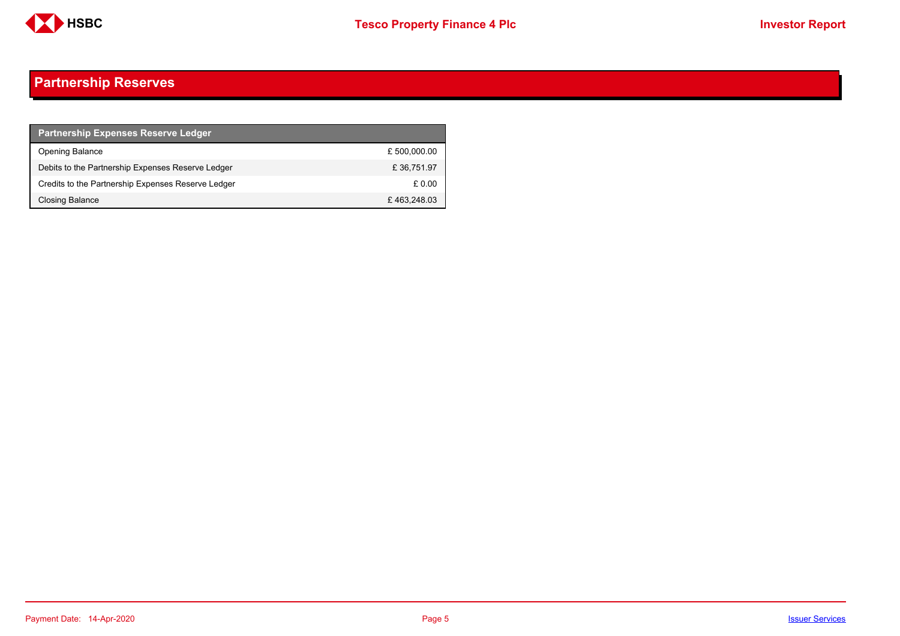## Partnership Reserves

| Partnership Expenses Reserve Ledger | |
|---|---|
| Opening Balance | £ 500,000.00 |
| Debits to the Partnership Expenses Reserve Ledger | £ 36,751.97 |
| Credits to the Partnership Expenses Reserve Ledger | £ 0.00 |
| Closing Balance | £ 463,248.03 |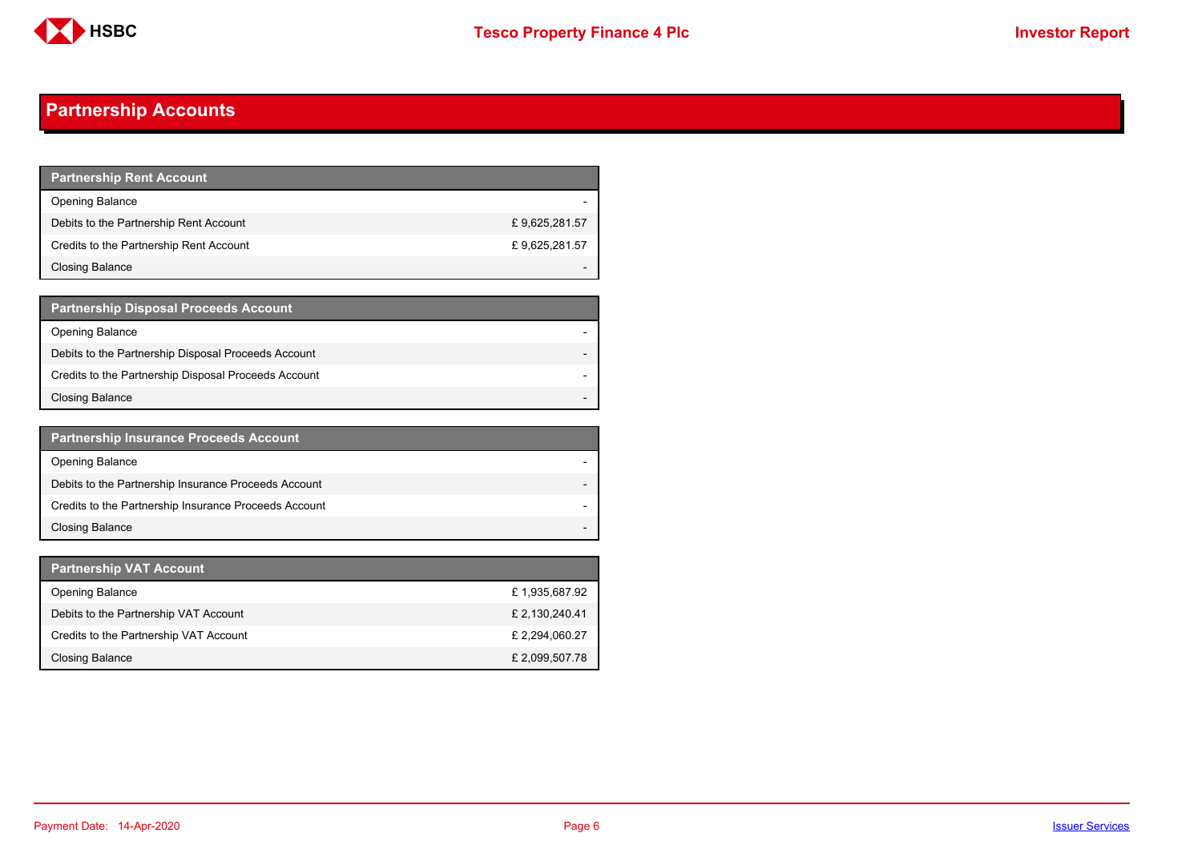## Partnership Accounts

| Partnership Rent Account | |
|---|---|
| Opening Balance | - |
| Debits to the Partnership Rent Account | £ 9,625,281.57 |
| Credits to the Partnership Rent Account | £ 9,625,281.57 |
| Closing Balance | - |

| Partnership Disposal Proceeds Account | |
|---|---|
| Opening Balance | - |
| Debits to the Partnership Disposal Proceeds Account | - |
| Credits to the Partnership Disposal Proceeds Account | - |
| Closing Balance | - |

| Partnership Insurance Proceeds Account | |
|---|---|
| Opening Balance | - |
| Debits to the Partnership Insurance Proceeds Account | - |
| Credits to the Partnership Insurance Proceeds Account | - |
| Closing Balance | - |

| Partnership VAT Account | |
|---|---|
| Opening Balance | £ 1,935,687.92 |
| Debits to the Partnership VAT Account | £ 2,130,240.41 |
| Credits to the Partnership VAT Account | £ 2,294,060.27 |
| Closing Balance | £ 2,099,507.78 |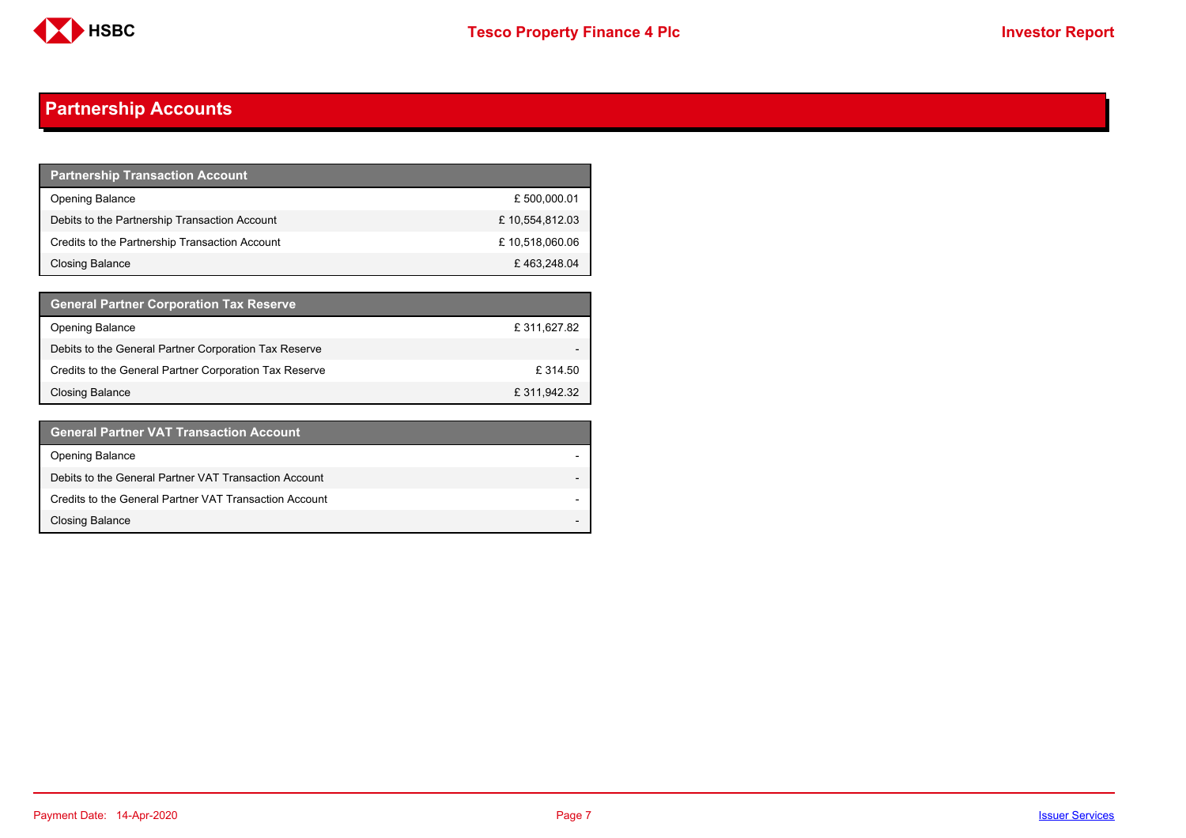# Partnership Accounts

| Partnership Transaction Account | |
|---|---|
| Opening Balance | £ 500,000.01 |
| Debits to the Partnership Transaction Account | £ 10,554,812.03 |
| Credits to the Partnership Transaction Account | £ 10,518,060.06 |
| Closing Balance | £ 463,248.04 |

| General Partner Corporation Tax Reserve | |
|---|---|
| Opening Balance | £ 311,627.82 |
| Debits to the General Partner Corporation Tax Reserve | - |
| Credits to the General Partner Corporation Tax Reserve | £ 314.50 |
| Closing Balance | £ 311,942.32 |

| General Partner VAT Transaction Account | |
|---|---|
| Opening Balance | - |
| Debits to the General Partner VAT Transaction Account | - |
| Credits to the General Partner VAT Transaction Account | - |
| Closing Balance | - |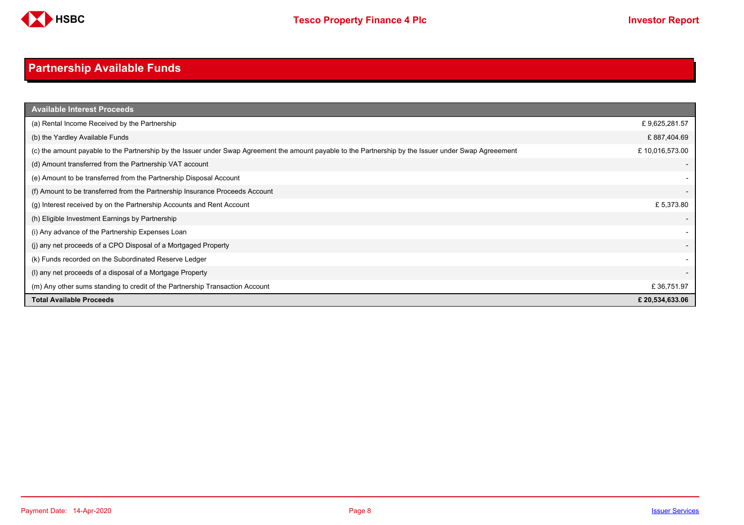## Partnership Available Funds

| Available Interest Proceeds | |
|---|---|
| (a) Rental Income Received by the Partnership | £ 9,625,281.57 |
| (b) the Yardley Available Funds | £ 887,404.69 |
| (c) the amount payable to the Partnership by the Issuer under Swap Agreement the amount payable to the Partnership by the Issuer under Swap Agreeement | £ 10,016,573.00 |
| (d) Amount transferred from the Partnership VAT account | - |
| (e) Amount to be transferred from the Partnership Disposal Account | - |
| (f) Amount to be transferred from the Partnership Insurance Proceeds Account | - |
| (g) Interest received by on the Partnership Accounts and Rent Account | £ 5,373.80 |
| (h) Eligible Investment Earnings by Partnership | - |
| (i) Any advance of the Partnership Expenses Loan | - |
| (j) any net proceeds of a CPO Disposal of a Mortgaged Property | - |
| (k) Funds recorded on the Subordinated Reserve Ledger | - |
| (l) any net proceeds of a disposal of a Mortgage Property | - |
| (m) Any other sums standing to credit of the Partnership Transaction Account | £ 36,751.97 |
| **Total Available Proceeds** | **£ 20,534,633.06** |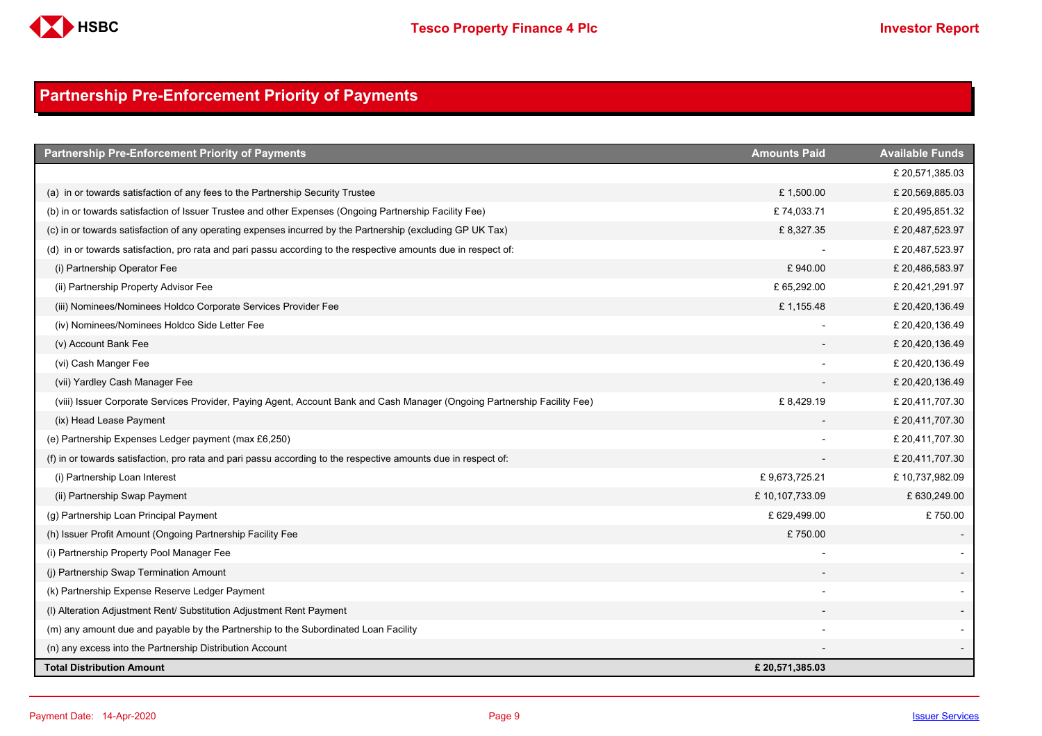## Partnership Pre-Enforcement Priority of Payments

| Partnership Pre-Enforcement Priority of Payments | Amounts Paid | Available Funds |
|---|---|---|
| | | £ 20,571,385.03 |
| (a) in or towards satisfaction of any fees to the Partnership Security Trustee | £ 1,500.00 | £ 20,569,885.03 |
| (b) in or towards satisfaction of Issuer Trustee and other Expenses (Ongoing Partnership Facility Fee) | £ 74,033.71 | £ 20,495,851.32 |
| (c) in or towards satisfaction of any operating expenses incurred by the Partnership (excluding GP UK Tax) | £ 8,327.35 | £ 20,487,523.97 |
| (d) in or towards satisfaction, pro rata and pari passu according to the respective amounts due in respect of: | - | £ 20,487,523.97 |
| (i) Partnership Operator Fee | £ 940.00 | £ 20,486,583.97 |
| (ii) Partnership Property Advisor Fee | £ 65,292.00 | £ 20,421,291.97 |
| (iii) Nominees/Nominees Holdco Corporate Services Provider Fee | £ 1,155.48 | £ 20,420,136.49 |
| (iv) Nominees/Nominees Holdco Side Letter Fee | - | £ 20,420,136.49 |
| (v) Account Bank Fee | - | £ 20,420,136.49 |
| (vi) Cash Manger Fee | - | £ 20,420,136.49 |
| (vii) Yardley Cash Manager Fee | - | £ 20,420,136.49 |
| (viii) Issuer Corporate Services Provider, Paying Agent, Account Bank and Cash Manager (Ongoing Partnership Facility Fee) | £ 8,429.19 | £ 20,411,707.30 |
| (ix) Head Lease Payment | - | £ 20,411,707.30 |
| (e) Partnership Expenses Ledger payment (max £6,250) | - | £ 20,411,707.30 |
| (f) in or towards satisfaction, pro rata and pari passu according to the respective amounts due in respect of: | - | £ 20,411,707.30 |
| (i) Partnership Loan Interest | £ 9,673,725.21 | £ 10,737,982.09 |
| (ii) Partnership Swap Payment | £ 10,107,733.09 | £ 630,249.00 |
| (g) Partnership Loan Principal Payment | £ 629,499.00 | £ 750.00 |
| (h) Issuer Profit Amount (Ongoing Partnership Facility Fee | £ 750.00 | - |
| (i) Partnership Property Pool Manager Fee | - | - |
| (j) Partnership Swap Termination Amount | - | - |
| (k) Partnership Expense Reserve Ledger Payment | - | - |
| (l) Alteration Adjustment Rent/ Substitution Adjustment Rent Payment | - | - |
| (m) any amount due and payable by the Partnership to the Subordinated Loan Facility | - | - |
| (n) any excess into the Partnership Distribution Account | - | - |
| **Total Distribution Amount** | **£ 20,571,385.03** | |

Payment Date: 14-Apr-2020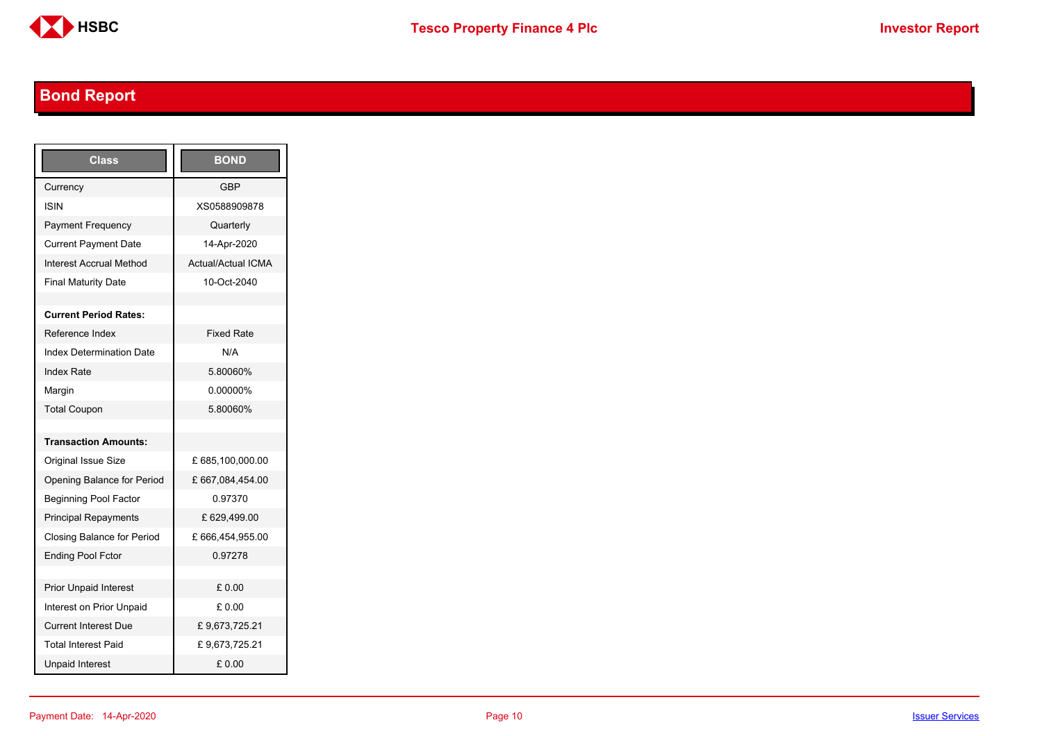# Bond Report

| Class | BOND |
|---|---|
| Currency | GBP |
| ISIN | XS0588909878 |
| Payment Frequency | Quarterly |
| Current Payment Date | 14-Apr-2020 |
| Interest Accrual Method | Actual/Actual ICMA |
| Final Maturity Date | 10-Oct-2040 |
| | |
| **Current Period Rates:** | |
| Reference Index | Fixed Rate |
| Index Determination Date | N/A |
| Index Rate | 5.80060% |
| Margin | 0.00000% |
| Total Coupon | 5.80060% |
| | |
| **Transaction Amounts:** | |
| Original Issue Size | £ 685,100,000.00 |
| Opening Balance for Period | £ 667,084,454.00 |
| Beginning Pool Factor | 0.97370 |
| Principal Repayments | £ 629,499.00 |
| Closing Balance for Period | £ 666,454,955.00 |
| Ending Pool Fctor | 0.97278 |
| | |
| Prior Unpaid Interest | £ 0.00 |
| Interest on Prior Unpaid | £ 0.00 |
| Current Interest Due | £ 9,673,725.21 |
| Total Interest Paid | £ 9,673,725.21 |
| Unpaid Interest | £ 0.00 |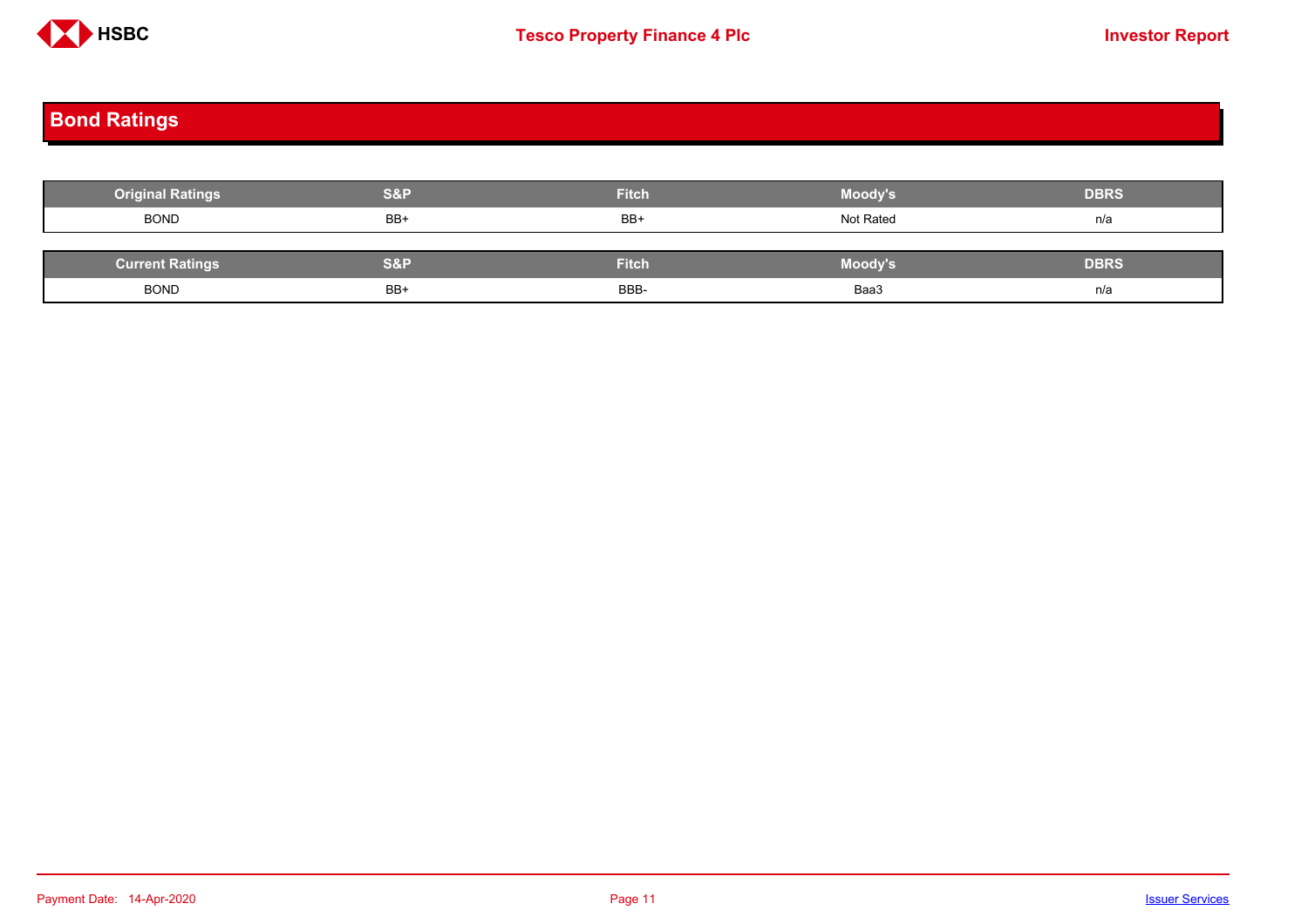## Bond Ratings

| Original Ratings | S&P | Fitch | Moody's | DBRS |
|---|---|---|---|---|
| BOND | BB+ | BB+ | Not Rated | n/a |

| Current Ratings | S&P | Fitch | Moody's | DBRS |
|---|---|---|---|---|
| BOND | BB+ | BBB- | Baa3 | n/a |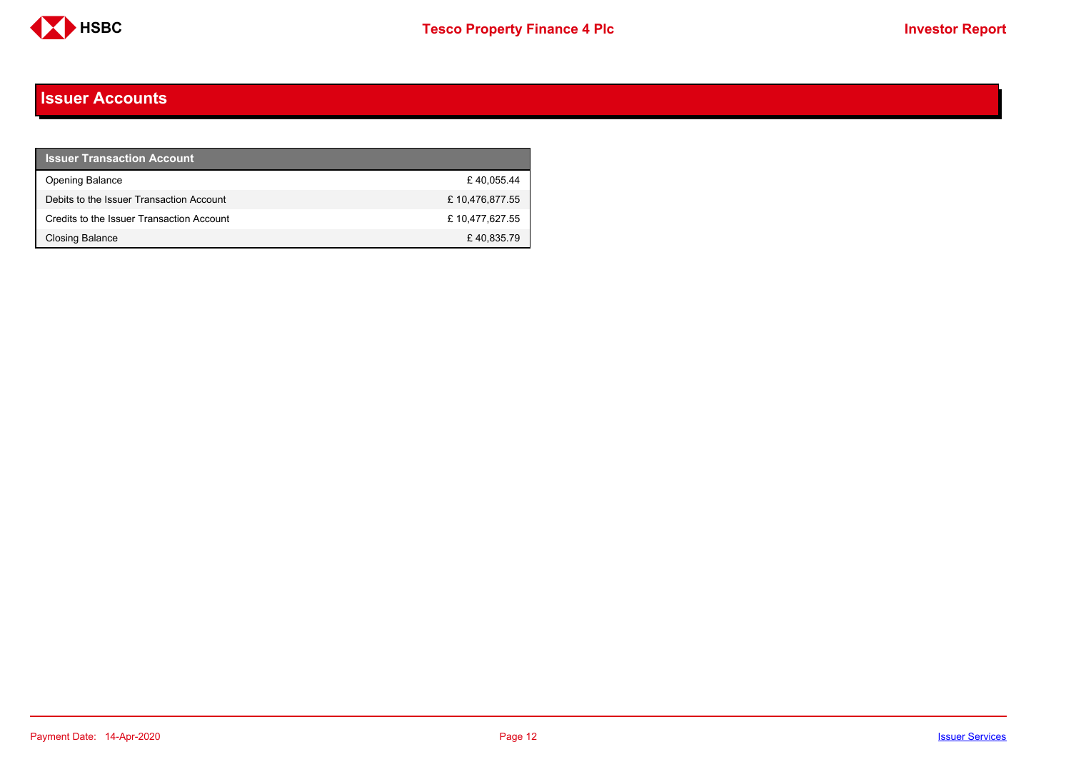## Issuer Accounts

| Issuer Transaction Account | |
|---|---|
| Opening Balance | £ 40,055.44 |
| Debits to the Issuer Transaction Account | £ 10,476,877.55 |
| Credits to the Issuer Transaction Account | £ 10,477,627.55 |
| Closing Balance | £ 40,835.79 |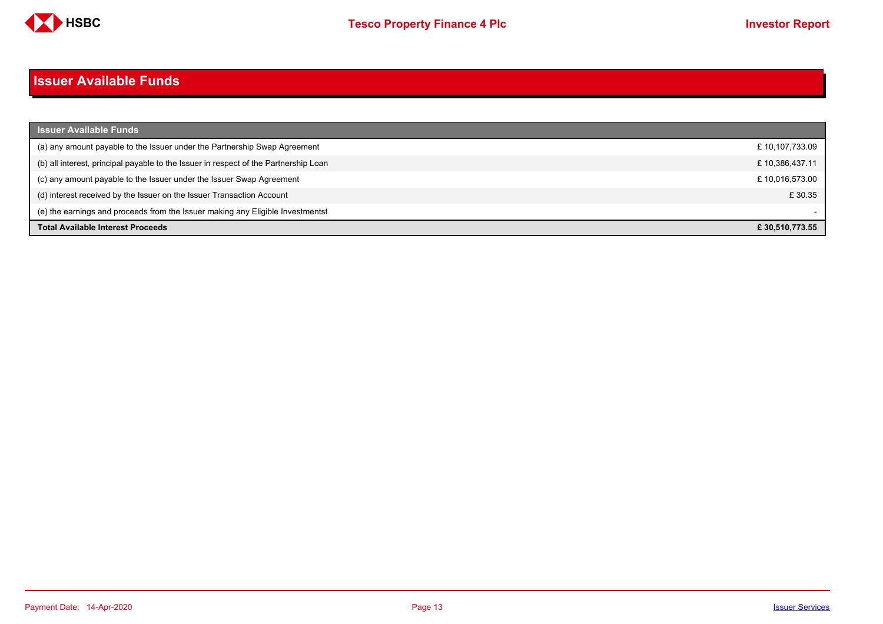# Issuer Available Funds

| Issuer Available Funds | |
|---|---|
| (a) any amount payable to the Issuer under the Partnership Swap Agreement | £ 10,107,733.09 |
| (b) all interest, principal payable to the Issuer in respect of the Partnership Loan | £ 10,386,437.11 |
| (c) any amount payable to the Issuer under the Issuer Swap Agreement | £ 10,016,573.00 |
| (d) interest received by the Issuer on the Issuer Transaction Account | £ 30.35 |
| (e) the earnings and proceeds from the Issuer making any Eligible Investmentst | - |
| **Total Available Interest Proceeds** | **£ 30,510,773.55** |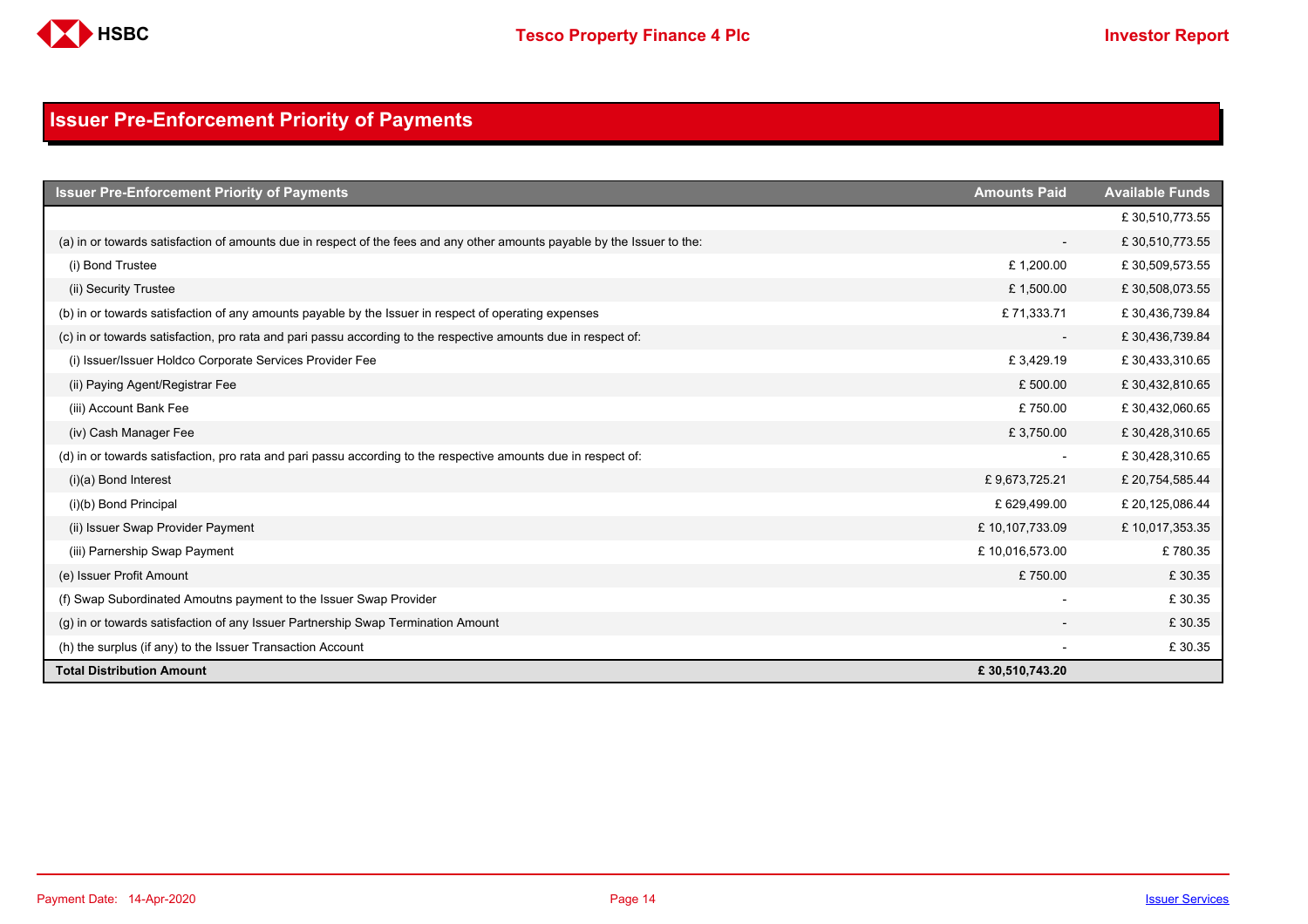# Issuer Pre-Enforcement Priority of Payments

| Issuer Pre-Enforcement Priority of Payments | Amounts Paid | Available Funds |
|---|---|---|
| | | £ 30,510,773.55 |
| (a) in or towards satisfaction of amounts due in respect of the fees and any other amounts payable by the Issuer to the: | - | £ 30,510,773.55 |
| (i) Bond Trustee | £ 1,200.00 | £ 30,509,573.55 |
| (ii) Security Trustee | £ 1,500.00 | £ 30,508,073.55 |
| (b) in or towards satisfaction of any amounts payable by the Issuer in respect of operating expenses | £ 71,333.71 | £ 30,436,739.84 |
| (c) in or towards satisfaction, pro rata and pari passu according to the respective amounts due in respect of: | - | £ 30,436,739.84 |
| (i) Issuer/Issuer Holdco Corporate Services Provider Fee | £ 3,429.19 | £ 30,433,310.65 |
| (ii) Paying Agent/Registrar Fee | £ 500.00 | £ 30,432,810.65 |
| (iii) Account Bank Fee | £ 750.00 | £ 30,432,060.65 |
| (iv) Cash Manager Fee | £ 3,750.00 | £ 30,428,310.65 |
| (d) in or towards satisfaction, pro rata and pari passu according to the respective amounts due in respect of: | - | £ 30,428,310.65 |
| (i)(a) Bond Interest | £ 9,673,725.21 | £ 20,754,585.44 |
| (i)(b) Bond Principal | £ 629,499.00 | £ 20,125,086.44 |
| (ii) Issuer Swap Provider Payment | £ 10,107,733.09 | £ 10,017,353.35 |
| (iii) Parnership Swap Payment | £ 10,016,573.00 | £ 780.35 |
| (e) Issuer Profit Amount | £ 750.00 | £ 30.35 |
| (f) Swap Subordinated Amoutns payment to the Issuer Swap Provider | - | £ 30.35 |
| (g) in or towards satisfaction of any Issuer Partnership Swap Termination Amount | - | £ 30.35 |
| (h) the surplus (if any) to the Issuer Transaction Account | - | £ 30.35 |
| **Total Distribution Amount** | **£ 30,510,743.20** | |

Payment Date: 14-Apr-2020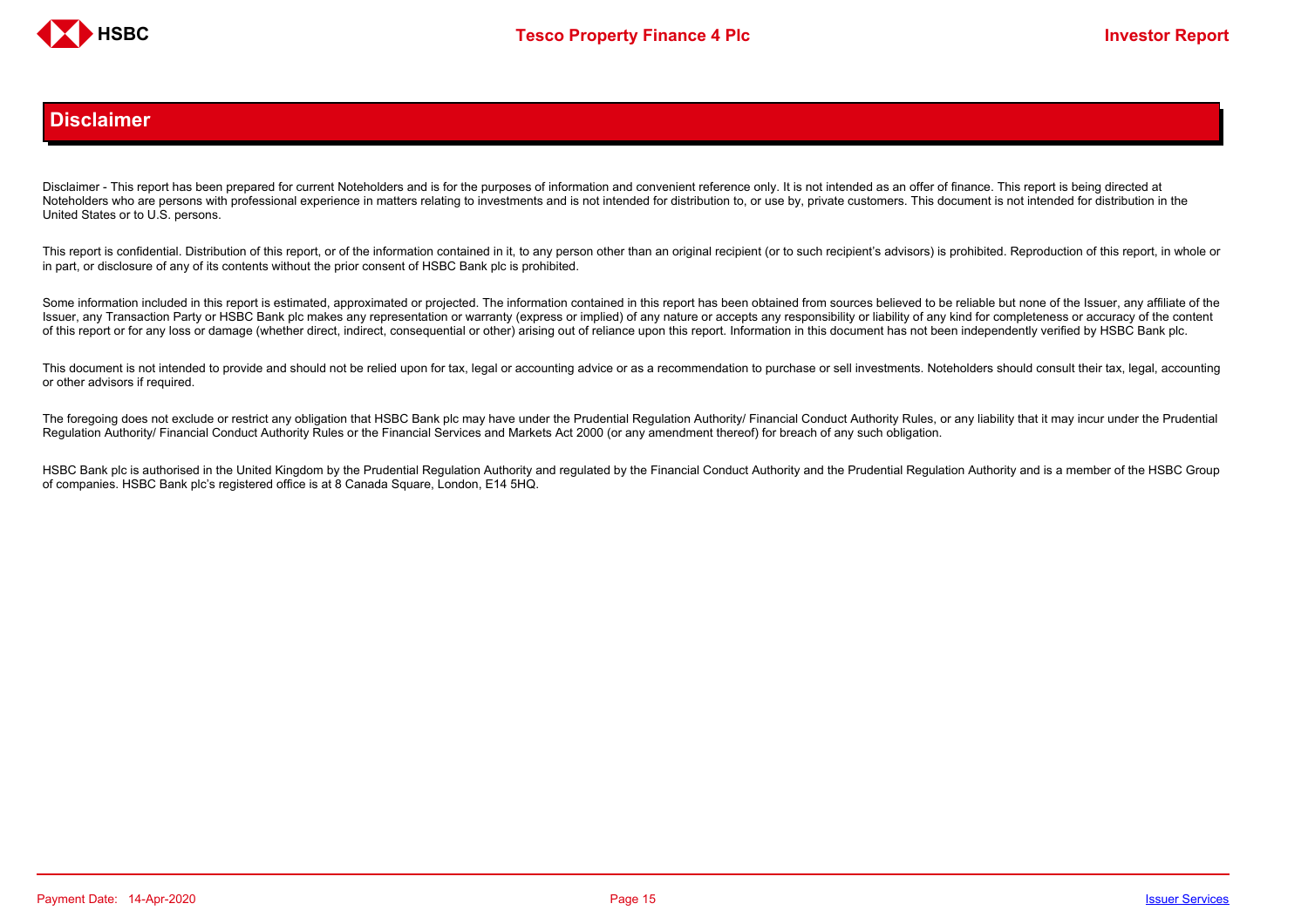## Disclaimer

Disclaimer - This report has been prepared for current Noteholders and is for the purposes of information and convenient reference only. It is not intended as an offer of finance. This report is being directed at Noteholders who are persons with professional experience in matters relating to investments and is not intended for distribution to, or use by, private customers. This document is not intended for distribution in the United States or to U.S. persons.

This report is confidential. Distribution of this report, or of the information contained in it, to any person other than an original recipient (or to such recipient's advisors) is prohibited. Reproduction of this report, in whole or in part, or disclosure of any of its contents without the prior consent of HSBC Bank plc is prohibited.

Some information included in this report is estimated, approximated or projected. The information contained in this report has been obtained from sources believed to be reliable but none of the Issuer, any affiliate of the Issuer, any Transaction Party or HSBC Bank plc makes any representation or warranty (express or implied) of any nature or accepts any responsibility or liability of any kind for completeness or accuracy of the content of this report or for any loss or damage (whether direct, indirect, consequential or other) arising out of reliance upon this report. Information in this document has not been independently verified by HSBC Bank plc.

This document is not intended to provide and should not be relied upon for tax, legal or accounting advice or as a recommendation to purchase or sell investments. Noteholders should consult their tax, legal, accounting or other advisors if required.

The foregoing does not exclude or restrict any obligation that HSBC Bank plc may have under the Prudential Regulation Authority/ Financial Conduct Authority Rules, or any liability that it may incur under the Prudential Regulation Authority/ Financial Conduct Authority Rules or the Financial Services and Markets Act 2000 (or any amendment thereof) for breach of any such obligation.

HSBC Bank plc is authorised in the United Kingdom by the Prudential Regulation Authority and regulated by the Financial Conduct Authority and the Prudential Regulation Authority and is a member of the HSBC Group of companies. HSBC Bank plc's registered office is at 8 Canada Square, London, E14 5HQ.